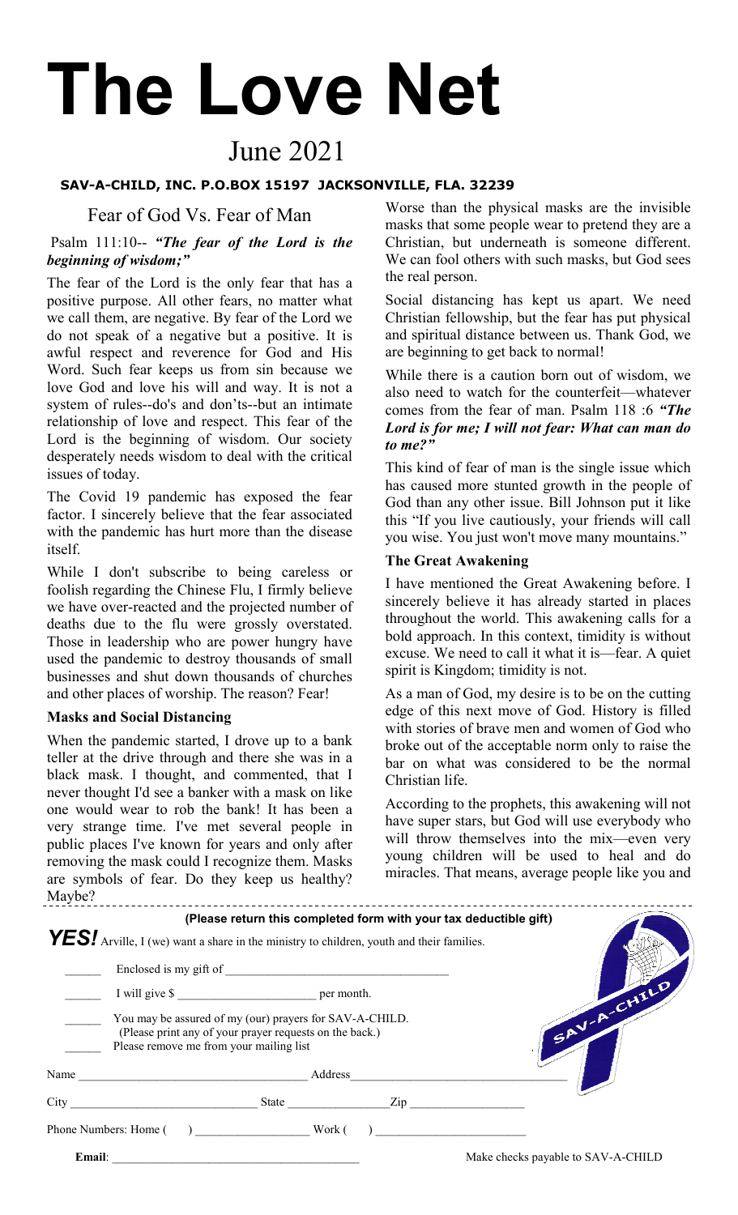# The Love Net

June 2021

**SAV-A-CHILD, INC. P.O.BOX 15197 JACKSONVILLE, FLA. 32239**

## Fear of God Vs. Fear of Man

Psalm 111:10-- ***"The fear of the Lord is the beginning of wisdom;"***

The fear of the Lord is the only fear that has a positive purpose. All other fears, no matter what we call them, are negative. By fear of the Lord we do not speak of a negative but a positive. It is awful respect and reverence for God and His Word. Such fear keeps us from sin because we love God and love his will and way. It is not a system of rules--do's and don'ts--but an intimate relationship of love and respect. This fear of the Lord is the beginning of wisdom. Our society desperately needs wisdom to deal with the critical issues of today.

The Covid 19 pandemic has exposed the fear factor. I sincerely believe that the fear associated with the pandemic has hurt more than the disease itself.

While I don't subscribe to being careless or foolish regarding the Chinese Flu, I firmly believe we have over-reacted and the projected number of deaths due to the flu were grossly overstated. Those in leadership who are power hungry have used the pandemic to destroy thousands of small businesses and shut down thousands of churches and other places of worship. The reason? Fear!

**Masks and Social Distancing**

When the pandemic started, I drove up to a bank teller at the drive through and there she was in a black mask. I thought, and commented, that I never thought I'd see a banker with a mask on like one would wear to rob the bank! It has been a very strange time. I've met several people in public places I've known for years and only after removing the mask could I recognize them. Masks are symbols of fear. Do they keep us healthy? Maybe?

Worse than the physical masks are the invisible masks that some people wear to pretend they are a Christian, but underneath is someone different. We can fool others with such masks, but God sees the real person.

Social distancing has kept us apart. We need Christian fellowship, but the fear has put physical and spiritual distance between us. Thank God, we are beginning to get back to normal!

While there is a caution born out of wisdom, we also need to watch for the counterfeit—whatever comes from the fear of man. Psalm 118 :6 ***"The Lord is for me; I will not fear: What can man do to me?"***

This kind of fear of man is the single issue which has caused more stunted growth in the people of God than any other issue. Bill Johnson put it like this "If you live cautiously, your friends will call you wise. You just won't move many mountains."

**The Great Awakening**

I have mentioned the Great Awakening before. I sincerely believe it has already started in places throughout the world. This awakening calls for a bold approach. In this context, timidity is without excuse. We need to call it what it is—fear. A quiet spirit is Kingdom; timidity is not.

As a man of God, my desire is to be on the cutting edge of this next move of God. History is filled with stories of brave men and women of God who broke out of the acceptable norm only to raise the bar on what was considered to be the normal Christian life.

According to the prophets, this awakening will not have super stars, but God will use everybody who will throw themselves into the mix—even very young children will be used to heal and do miracles. That means, average people like you and

---

**(Please return this completed form with your tax deductible gift)**

***YES!*** Arville, I (we) want a share in the ministry to children, youth and their families.

______ Enclosed is my gift of ____________________

______ I will give $ ____________ per month.

______ You may be assured of my (our) prayers for SAV-A-CHILD.
(Please print any of your prayer requests on the back.)

______ Please remove me from your mailing list

SAV-A-CHILD

Name ____________________ Address ____________________

City ____________________ State __________ Zip __________

Phone Numbers: Home ( ) __________ Work ( ) __________

**Email**: ____________________

Make checks payable to SAV-A-CHILD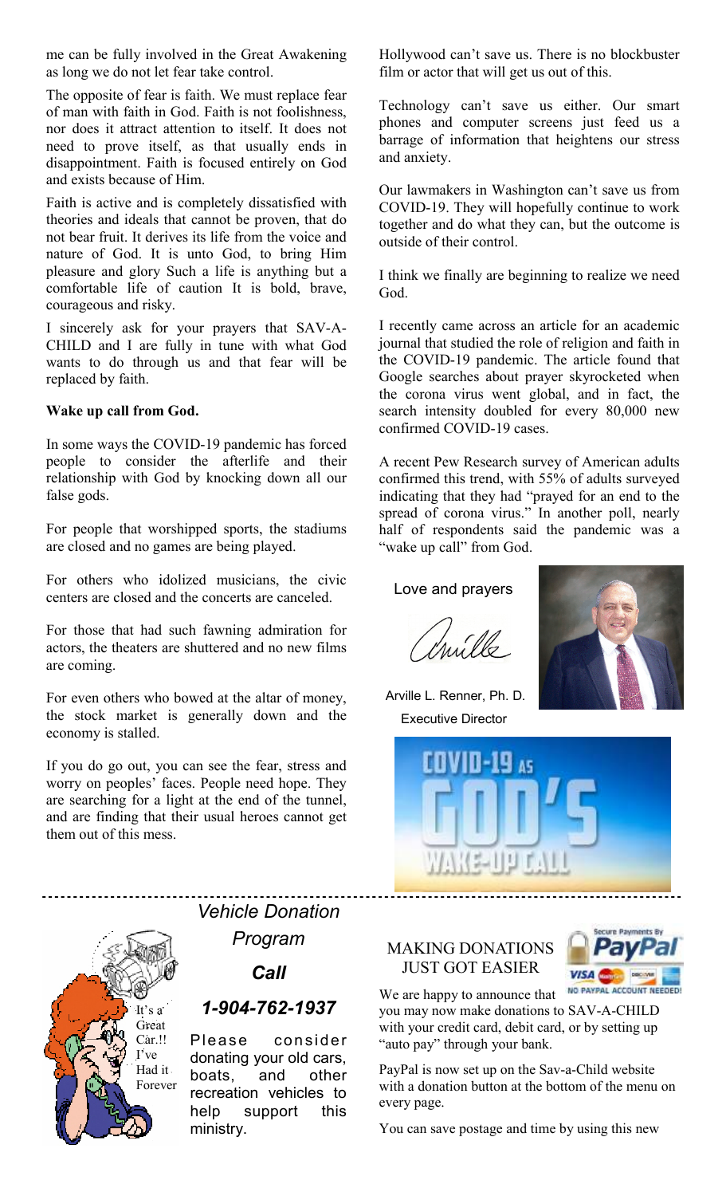me can be fully involved in the Great Awakening as long we do not let fear take control.

The opposite of fear is faith. We must replace fear of man with faith in God. Faith is not foolishness, nor does it attract attention to itself. It does not need to prove itself, as that usually ends in disappointment. Faith is focused entirely on God and exists because of Him.

Faith is active and is completely dissatisfied with theories and ideals that cannot be proven, that do not bear fruit. It derives its life from the voice and nature of God. It is unto God, to bring Him pleasure and glory Such a life is anything but a comfortable life of caution It is bold, brave, courageous and risky.

I sincerely ask for your prayers that SAV-A-CHILD and I are fully in tune with what God wants to do through us and that fear will be replaced by faith.

**Wake up call from God.**

In some ways the COVID-19 pandemic has forced people to consider the afterlife and their relationship with God by knocking down all our false gods.

For people that worshipped sports, the stadiums are closed and no games are being played.

For others who idolized musicians, the civic centers are closed and the concerts are canceled.

For those that had such fawning admiration for actors, the theaters are shuttered and no new films are coming.

For even others who bowed at the altar of money, the stock market is generally down and the economy is stalled.

If you do go out, you can see the fear, stress and worry on peoples' faces. People need hope. They are searching for a light at the end of the tunnel, and are finding that their usual heroes cannot get them out of this mess.

Hollywood can't save us. There is no blockbuster film or actor that will get us out of this.

Technology can't save us either. Our smart phones and computer screens just feed us a barrage of information that heightens our stress and anxiety.

Our lawmakers in Washington can't save us from COVID-19. They will hopefully continue to work together and do what they can, but the outcome is outside of their control.

I think we finally are beginning to realize we need God.

I recently came across an article for an academic journal that studied the role of religion and faith in the COVID-19 pandemic. The article found that Google searches about prayer skyrocketed when the corona virus went global, and in fact, the search intensity doubled for every 80,000 new confirmed COVID-19 cases.

A recent Pew Research survey of American adults confirmed this trend, with 55% of adults surveyed indicating that they had "prayed for an end to the spread of corona virus." In another poll, nearly half of respondents said the pandemic was a "wake up call" from God.

Love and prayers

Arville

Arville L. Renner, Ph. D.
Executive Director

COVID-19 AS GOD'S WAKE-UP CALL

---

*Vehicle Donation Program*

***Call***

***1-904-762-1937***

It's a Great Car.!! I've Had it Forever

Please consider donating your old cars, boats, and other recreation vehicles to help support this ministry.

MAKING DONATIONS JUST GOT EASIER

Secure Payments By PayPal
NO PAYPAL ACCOUNT NEEDED!

We are happy to announce that you may now make donations to SAV-A-CHILD with your credit card, debit card, or by setting up "auto pay" through your bank.

PayPal is now set up on the Sav-a-Child website with a donation button at the bottom of the menu on every page.

You can save postage and time by using this new